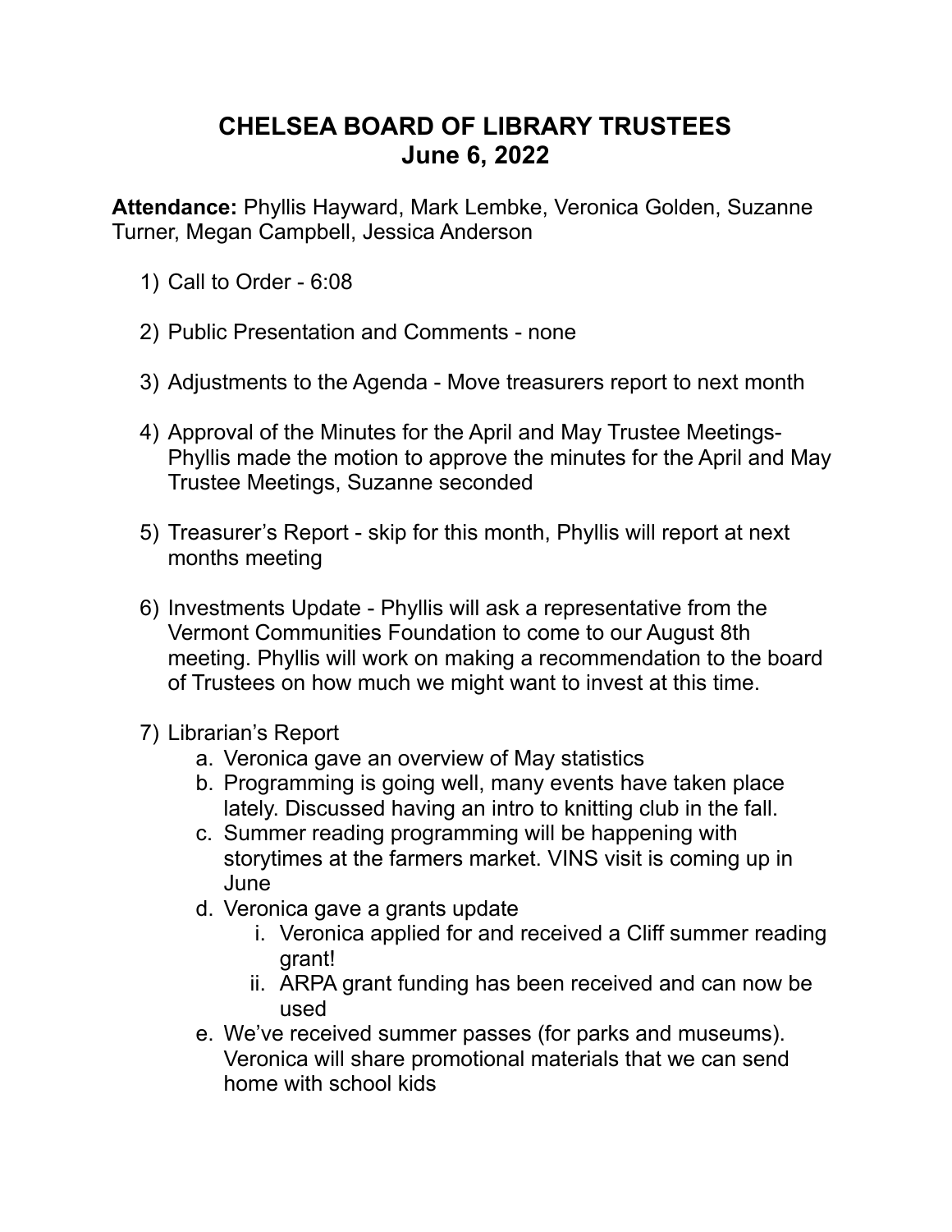# CHELSEA BOARD OF LIBRARY TRUSTEES
# June 6, 2022

**Attendance:** Phyllis Hayward, Mark Lembke, Veronica Golden, Suzanne Turner, Megan Campbell, Jessica Anderson

1) Call to Order - 6:08

2) Public Presentation and Comments - none

3) Adjustments to the Agenda - Move treasurers report to next month

4) Approval of the Minutes for the April and May Trustee Meetings- Phyllis made the motion to approve the minutes for the April and May Trustee Meetings, Suzanne seconded

5) Treasurer's Report - skip for this month, Phyllis will report at next months meeting

6) Investments Update - Phyllis will ask a representative from the Vermont Communities Foundation to come to our August 8th meeting. Phyllis will work on making a recommendation to the board of Trustees on how much we might want to invest at this time.

7) Librarian's Report
    a. Veronica gave an overview of May statistics
    b. Programming is going well, many events have taken place lately. Discussed having an intro to knitting club in the fall.
    c. Summer reading programming will be happening with storytimes at the farmers market. VINS visit is coming up in June
    d. Veronica gave a grants update
        i. Veronica applied for and received a Cliff summer reading grant!
        ii. ARPA grant funding has been received and can now be used
    e. We've received summer passes (for parks and museums). Veronica will share promotional materials that we can send home with school kids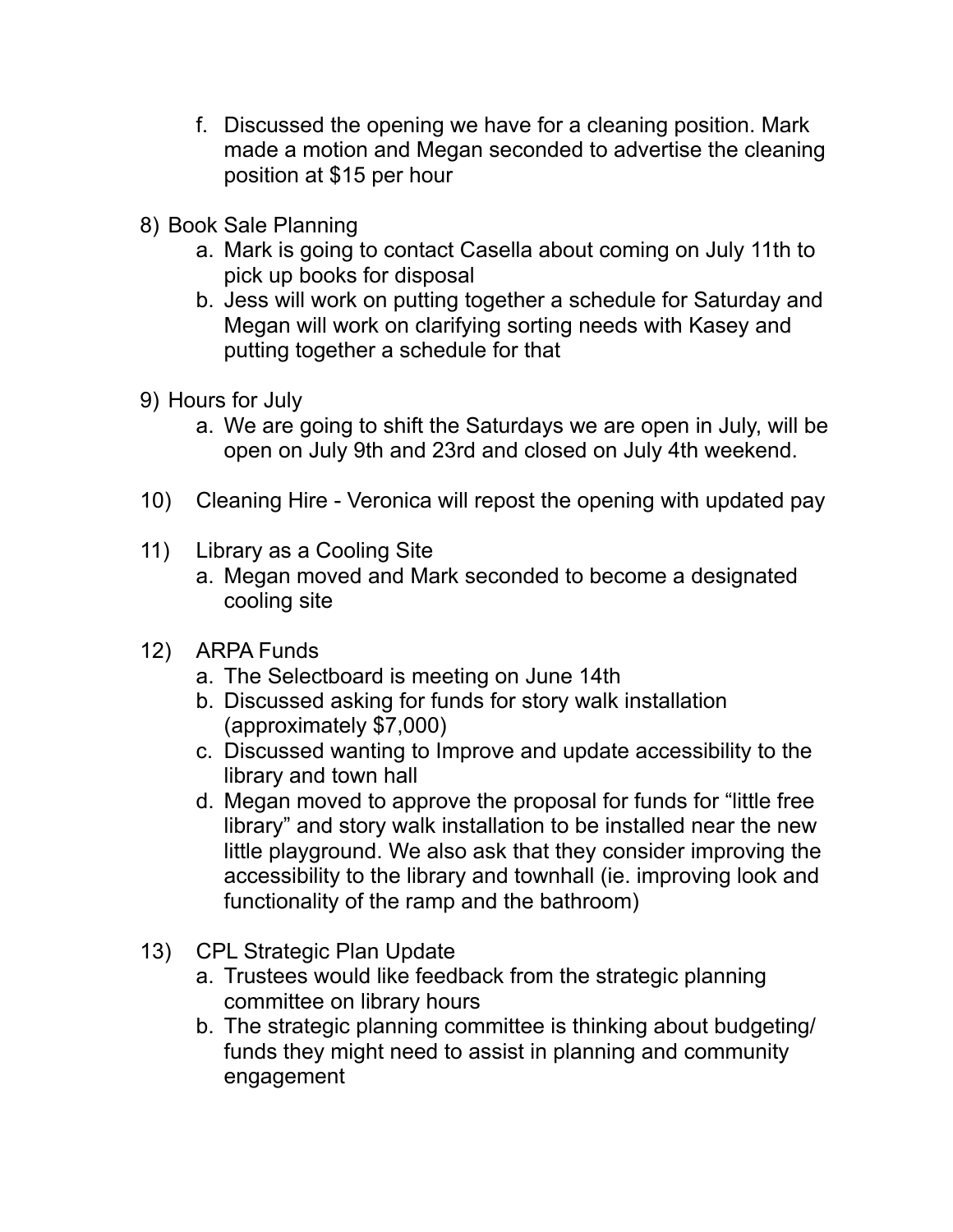f. Discussed the opening we have for a cleaning position. Mark made a motion and Megan seconded to advertise the cleaning position at $15 per hour

8) Book Sale Planning
    a. Mark is going to contact Casella about coming on July 11th to pick up books for disposal
    b. Jess will work on putting together a schedule for Saturday and Megan will work on clarifying sorting needs with Kasey and putting together a schedule for that

9) Hours for July
    a. We are going to shift the Saturdays we are open in July, will be open on July 9th and 23rd and closed on July 4th weekend.

10) Cleaning Hire - Veronica will repost the opening with updated pay

11) Library as a Cooling Site
    a. Megan moved and Mark seconded to become a designated cooling site

12) ARPA Funds
    a. The Selectboard is meeting on June 14th
    b. Discussed asking for funds for story walk installation (approximately $7,000)
    c. Discussed wanting to Improve and update accessibility to the library and town hall
    d. Megan moved to approve the proposal for funds for "little free library" and story walk installation to be installed near the new little playground. We also ask that they consider improving the accessibility to the library and townhall (ie. improving look and functionality of the ramp and the bathroom)

13) CPL Strategic Plan Update
    a. Trustees would like feedback from the strategic planning committee on library hours
    b. The strategic planning committee is thinking about budgeting/ funds they might need to assist in planning and community engagement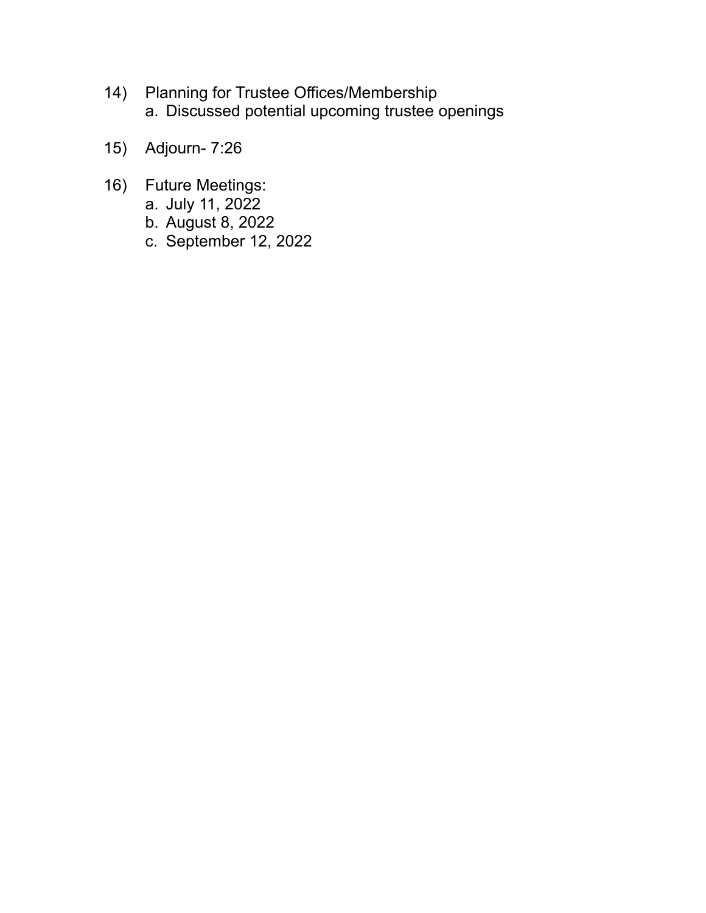14) Planning for Trustee Offices/Membership
    a. Discussed potential upcoming trustee openings

15) Adjourn- 7:26

16) Future Meetings:
    a. July 11, 2022
    b. August 8, 2022
    c. September 12, 2022